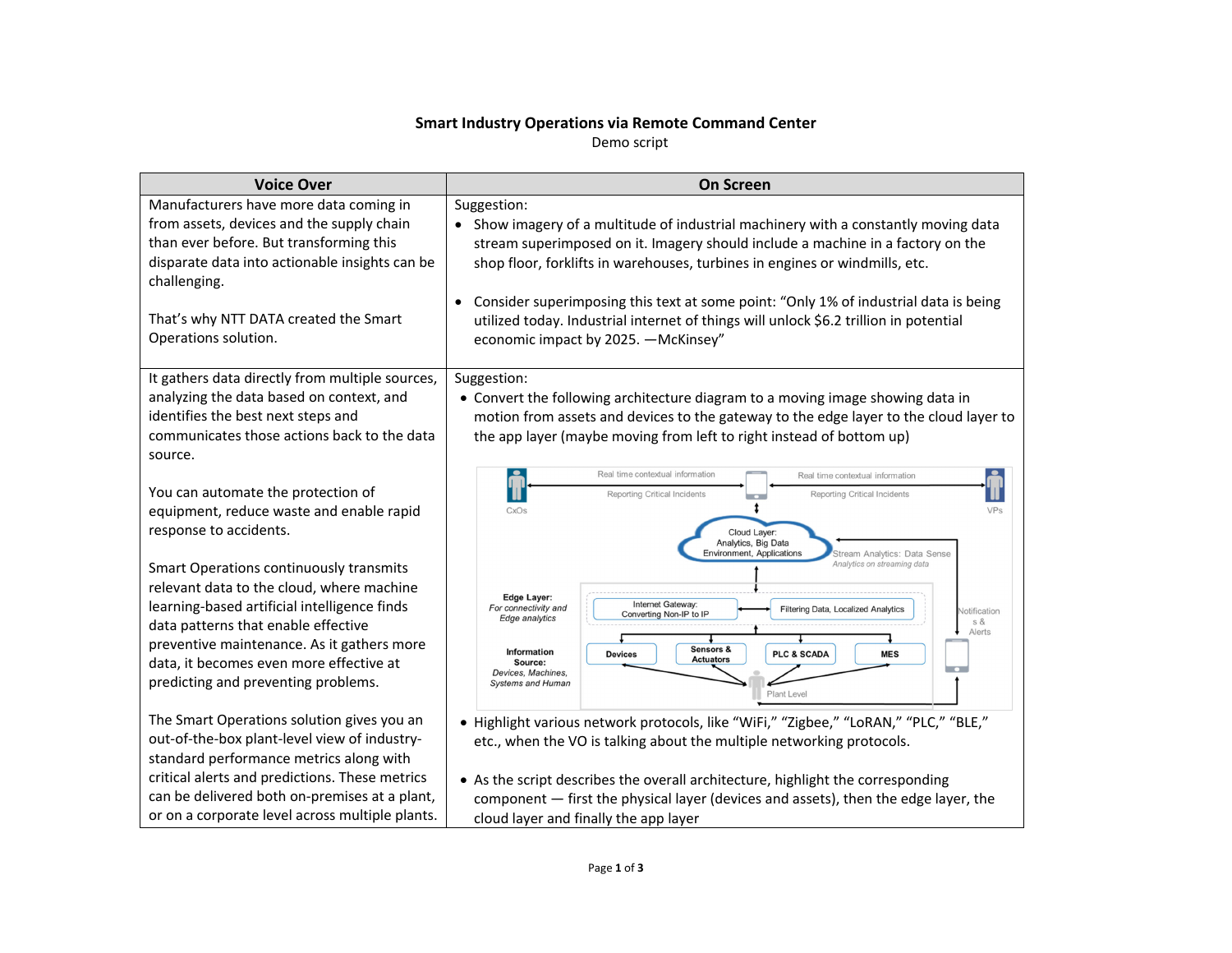**Smart Industry Operations via Remote Command Center**

Demo script

| Voice Over | On Screen |
| --- | --- |
| Manufacturers have more data coming in from assets, devices and the supply chain than ever before. But transforming this disparate data into actionable insights can be challenging.<br><br>That's why NTT DATA created the Smart Operations solution. | Suggestion:<br>• Show imagery of a multitude of industrial machinery with a constantly moving data stream superimposed on it. Imagery should include a machine in a factory on the shop floor, forklifts in warehouses, turbines in engines or windmills, etc.<br><br>• Consider superimposing this text at some point: "Only 1% of industrial data is being utilized today. Industrial internet of things will unlock $6.2 trillion in potential economic impact by 2025. —McKinsey" |
| It gathers data directly from multiple sources, analyzing the data based on context, and identifies the best next steps and communicates those actions back to the data source.<br><br>You can automate the protection of equipment, reduce waste and enable rapid response to accidents.<br><br>Smart Operations continuously transmits relevant data to the cloud, where machine learning-based artificial intelligence finds data patterns that enable effective preventive maintenance. As it gathers more data, it becomes even more effective at predicting and preventing problems.<br><br>The Smart Operations solution gives you an out-of-the-box plant-level view of industry-standard performance metrics along with critical alerts and predictions. These metrics can be delivered both on-premises at a plant, or on a corporate level across multiple plants. | Suggestion:<br>• Convert the following architecture diagram to a moving image showing data in motion from assets and devices to the gateway to the edge layer to the cloud layer to the app layer (maybe moving from left to right instead of bottom up)<br><br>CxOs — Real time contextual information / Reporting Critical Incidents — Real time contextual information / Reporting Critical Incidents — VPs<br>Cloud Layer: Analytics, Big Data Environment, Applications<br>Stream Analytics: Data Sense — *Analytics on streaming data*<br>**Edge Layer:** *For connectivity and Edge analytics* — Internet Gateway: Converting Non-IP to IP; Filtering Data, Localized Analytics<br>Notifications & Alerts<br>**Information Source:** *Devices, Machines, Systems and Human* — Devices; Sensors & Actuators; PLC & SCADA; MES<br>Plant Level<br><br>• Highlight various network protocols, like "WiFi," "Zigbee," "LoRAN," "PLC," "BLE," etc., when the VO is talking about the multiple networking protocols.<br><br>• As the script describes the overall architecture, highlight the corresponding component — first the physical layer (devices and assets), then the edge layer, the cloud layer and finally the app layer |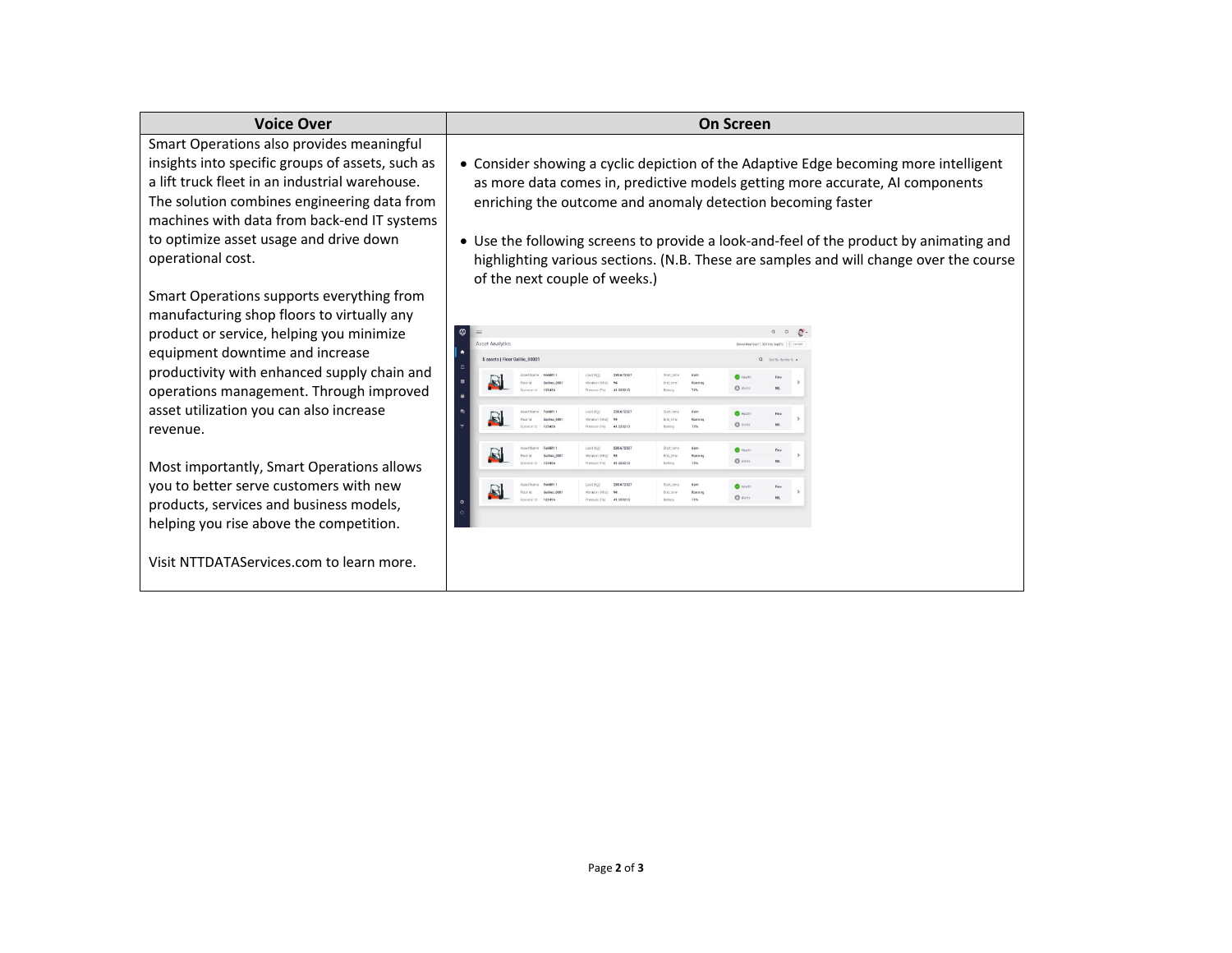| Voice Over | On Screen |
| --- | --- |
| Smart Operations also provides meaningful insights into specific groups of assets, such as a lift truck fleet in an industrial warehouse. The solution combines engineering data from machines with data from back-end IT systems to optimize asset usage and drive down operational cost.<br><br>Smart Operations supports everything from manufacturing shop floors to virtually any product or service, helping you minimize equipment downtime and increase productivity with enhanced supply chain and operations management. Through improved asset utilization you can also increase revenue.<br><br>Most importantly, Smart Operations allows you to better serve customers with new products, services and business models, helping you rise above the competition.<br><br>Visit NTTDATAServices.com to learn more. | • Consider showing a cyclic depiction of the Adaptive Edge becoming more intelligent as more data comes in, predictive models getting more accurate, AI components enriching the outcome and anomaly detection becoming faster<br><br>• Use the following screens to provide a look-and-feel of the product by animating and highlighting various sections. (N.B. These are samples and will change over the course of the next couple of weeks.) |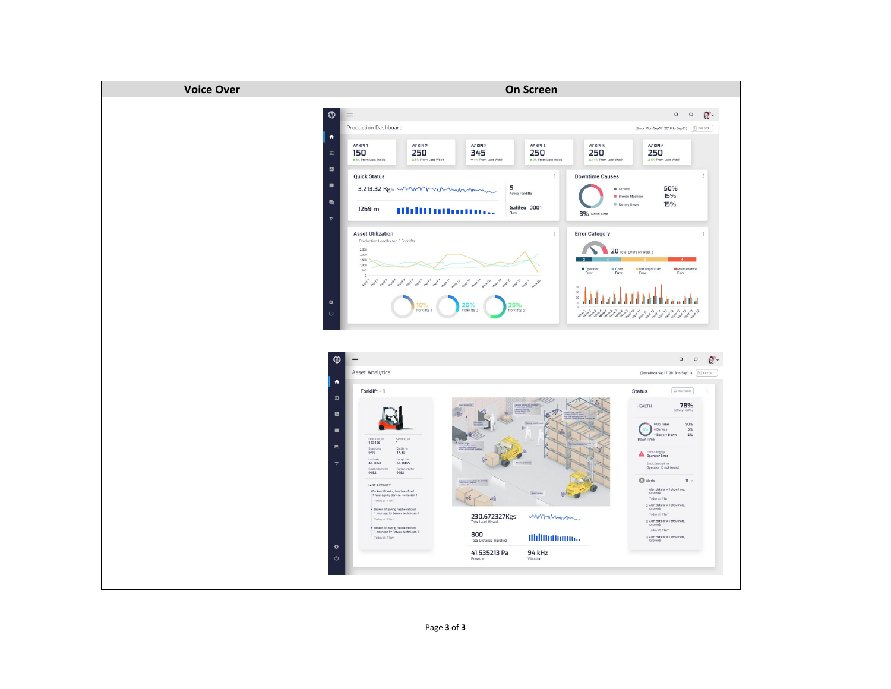| Voice Over | On Screen |
| --- | --- |
| | Production Dashboard<br>(Since Mon Sep17, 2018 to Sep21) EXPORT<br>KPI 1 150 5% From Last Week<br>KPI 2 250 5% From Last Week<br>KPI 3 345 1% From Last Week<br>KPI 4 250 2% From Last Week<br>KPI 5 250 14% From Last Week<br>KPI 6 250 5% From Last Week<br>Quick Status<br>3,213.32 Kgs<br>1259 m<br>5 Active Forklifts<br>Galileo_0001 Floor<br>Downtime Causes<br>Service 50%<br>Broken Machine 15%<br>Battery Down 15%<br>3% Down Time<br>Asset Utilization<br>Production Load by top 3 Forklifts<br>16% Forklifts 1<br>20% Forklifts 3<br>35% Forklifts 3<br>Error Category<br>20 Total Errors on Week 5<br>Operator Error<br>Open Error<br>Data/Hydraulic Error<br>Maintenance Error<br><br>Asset Analytics<br>(Since Mon Sep17, 2018 to Sep21) EXPORT<br>Forklift - 1<br>Operator_id 123456<br>Session_id 1<br>Start time 6:00<br>End time 17:30<br>Latitude 43.9863<br>Longitude 68.16077<br>Start odometer 9182<br>End odometer 9982<br>LAST ACTIVITY<br>Broken lift swing has been fixed 1 hour ago by Service technician 1<br>Today at 11am<br>Broken lift swing has been fixed 1 hour ago by Service technician 1<br>Today at 11am<br>Broken lift swing has been fixed 1 hour ago by Service technician 1<br>Today at 11am<br>230.672327Kgs Total Load Moved<br>800 Total Distance Travelled<br>41.535213 Pa Pressure<br>94 kHz Vibration<br>Status REFRESH<br>HEALTH 78% Battery Healthy<br>Up Time 90%<br>Service 5%<br>Battery Down 5%<br>Down Time<br>Error Category Operator Error<br>Error Description Operator ID not found<br>Alerts 11<br>1 Alert details will show here. Today at 11am<br>2 Alert details will show here. Today at 11am<br>3 Alert details will show here. Today at 11am<br>4 Alert details will show here. |